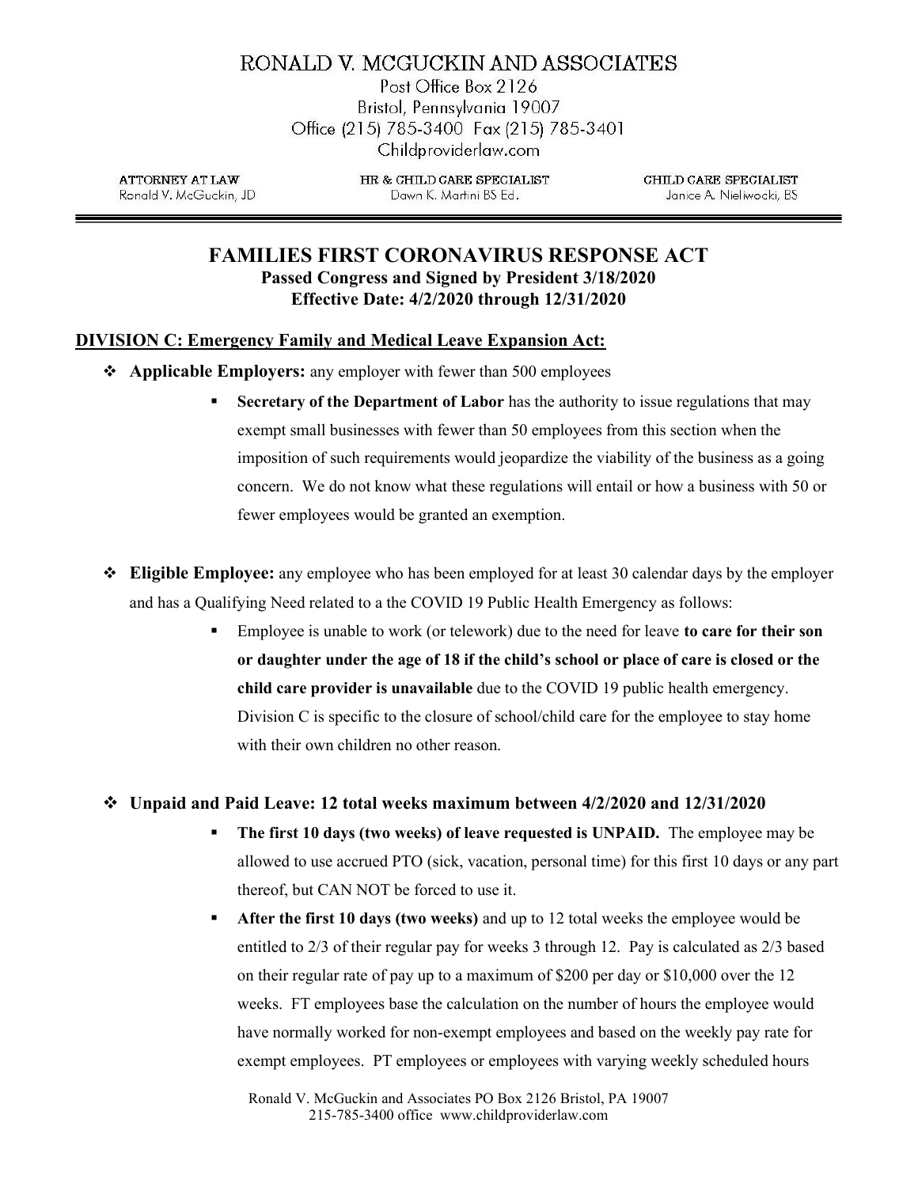# RONALD V. MCGUCKIN AND ASSOCIATES

Post Office Box 2126
Bristol, Pennsylvania 19007
Office (215) 785-3400 Fax (215) 785-3401
Childproviderlaw.com

| ATTORNEY AT LAW | HR & CHILD CARE SPECIALIST | CHILD CARE SPECIALIST |
|---|---|---|
| Ronald V. McGuckin, JD | Dawn K. Martini BS Ed. | Janice A. Nieliwocki, BS |

## FAMILIES FIRST CORONAVIRUS RESPONSE ACT

**Passed Congress and Signed by President 3/18/2020**
**Effective Date: 4/2/2020 through 12/31/2020**

### DIVISION C: Emergency Family and Medical Leave Expansion Act:

- **Applicable Employers:** any employer with fewer than 500 employees
  - **Secretary of the Department of Labor** has the authority to issue regulations that may exempt small businesses with fewer than 50 employees from this section when the imposition of such requirements would jeopardize the viability of the business as a going concern. We do not know what these regulations will entail or how a business with 50 or fewer employees would be granted an exemption.

- **Eligible Employee:** any employee who has been employed for at least 30 calendar days by the employer and has a Qualifying Need related to a the COVID 19 Public Health Emergency as follows:
  - Employee is unable to work (or telework) due to the need for leave **to care for their son or daughter under the age of 18 if the child's school or place of care is closed or the child care provider is unavailable** due to the COVID 19 public health emergency. Division C is specific to the closure of school/child care for the employee to stay home with their own children no other reason.

- **Unpaid and Paid Leave: 12 total weeks maximum between 4/2/2020 and 12/31/2020**
  - **The first 10 days (two weeks) of leave requested is UNPAID.** The employee may be allowed to use accrued PTO (sick, vacation, personal time) for this first 10 days or any part thereof, but CAN NOT be forced to use it.
  - **After the first 10 days (two weeks)** and up to 12 total weeks the employee would be entitled to 2/3 of their regular pay for weeks 3 through 12. Pay is calculated as 2/3 based on their regular rate of pay up to a maximum of $200 per day or $10,000 over the 12 weeks. FT employees base the calculation on the number of hours the employee would have normally worked for non-exempt employees and based on the weekly pay rate for exempt employees. PT employees or employees with varying weekly scheduled hours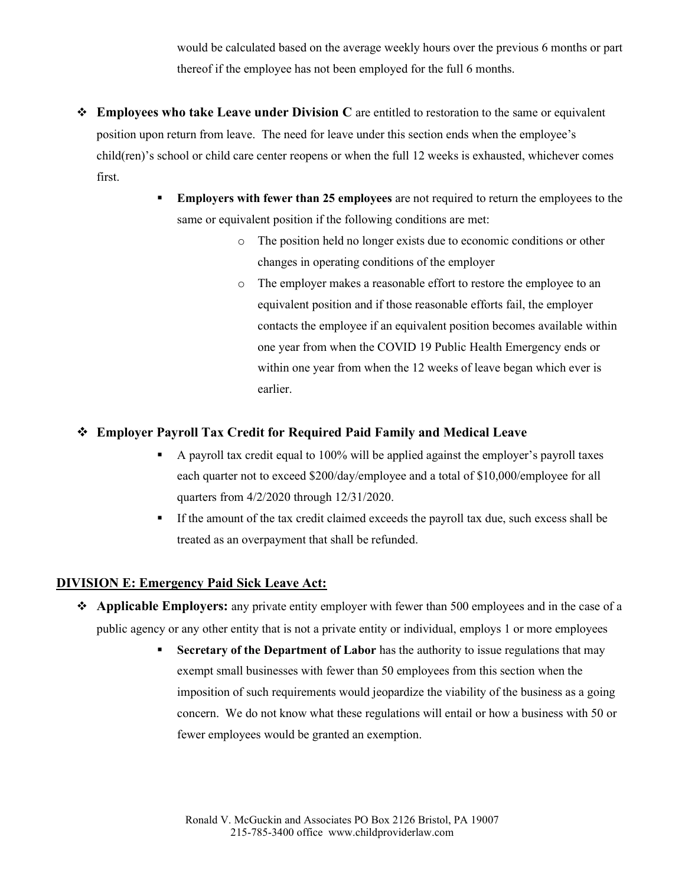would be calculated based on the average weekly hours over the previous 6 months or part thereof if the employee has not been employed for the full 6 months.

- **Employees who take Leave under Division C** are entitled to restoration to the same or equivalent position upon return from leave. The need for leave under this section ends when the employee's child(ren)'s school or child care center reopens or when the full 12 weeks is exhausted, whichever comes first.
  - **Employers with fewer than 25 employees** are not required to return the employees to the same or equivalent position if the following conditions are met:
    - The position held no longer exists due to economic conditions or other changes in operating conditions of the employer
    - The employer makes a reasonable effort to restore the employee to an equivalent position and if those reasonable efforts fail, the employer contacts the employee if an equivalent position becomes available within one year from when the COVID 19 Public Health Emergency ends or within one year from when the 12 weeks of leave began which ever is earlier.

- **Employer Payroll Tax Credit for Required Paid Family and Medical Leave**
  - A payroll tax credit equal to 100% will be applied against the employer's payroll taxes each quarter not to exceed $200/day/employee and a total of $10,000/employee for all quarters from 4/2/2020 through 12/31/2020.
  - If the amount of the tax credit claimed exceeds the payroll tax due, such excess shall be treated as an overpayment that shall be refunded.

## DIVISION E: Emergency Paid Sick Leave Act:

- **Applicable Employers:** any private entity employer with fewer than 500 employees and in the case of a public agency or any other entity that is not a private entity or individual, employs 1 or more employees
  - **Secretary of the Department of Labor** has the authority to issue regulations that may exempt small businesses with fewer than 50 employees from this section when the imposition of such requirements would jeopardize the viability of the business as a going concern. We do not know what these regulations will entail or how a business with 50 or fewer employees would be granted an exemption.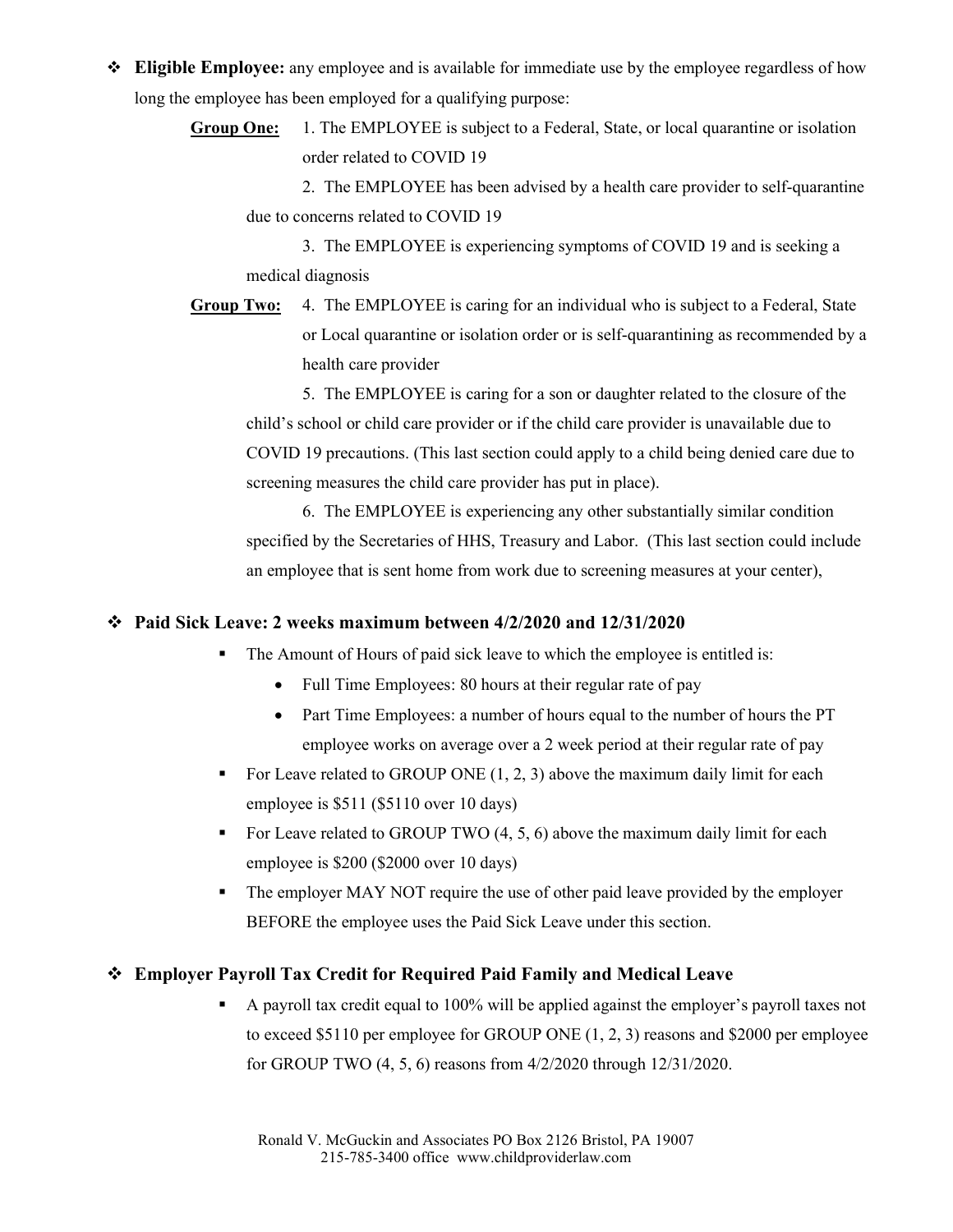- **Eligible Employee:** any employee and is available for immediate use by the employee regardless of how long the employee has been employed for a qualifying purpose:

  **Group One:** 1. The EMPLOYEE is subject to a Federal, State, or local quarantine or isolation order related to COVID 19

  2. The EMPLOYEE has been advised by a health care provider to self-quarantine due to concerns related to COVID 19

  3. The EMPLOYEE is experiencing symptoms of COVID 19 and is seeking a medical diagnosis

  **Group Two:** 4. The EMPLOYEE is caring for an individual who is subject to a Federal, State or Local quarantine or isolation order or is self-quarantining as recommended by a health care provider

  5. The EMPLOYEE is caring for a son or daughter related to the closure of the child's school or child care provider or if the child care provider is unavailable due to COVID 19 precautions. (This last section could apply to a child being denied care due to screening measures the child care provider has put in place).

  6. The EMPLOYEE is experiencing any other substantially similar condition specified by the Secretaries of HHS, Treasury and Labor. (This last section could include an employee that is sent home from work due to screening measures at your center),

- **Paid Sick Leave: 2 weeks maximum between 4/2/2020 and 12/31/2020**
  - The Amount of Hours of paid sick leave to which the employee is entitled is:
    - Full Time Employees: 80 hours at their regular rate of pay
    - Part Time Employees: a number of hours equal to the number of hours the PT employee works on average over a 2 week period at their regular rate of pay
  - For Leave related to GROUP ONE (1, 2, 3) above the maximum daily limit for each employee is $511 ($5110 over 10 days)
  - For Leave related to GROUP TWO (4, 5, 6) above the maximum daily limit for each employee is $200 ($2000 over 10 days)
  - The employer MAY NOT require the use of other paid leave provided by the employer BEFORE the employee uses the Paid Sick Leave under this section.

- **Employer Payroll Tax Credit for Required Paid Family and Medical Leave**
  - A payroll tax credit equal to 100% will be applied against the employer's payroll taxes not to exceed $5110 per employee for GROUP ONE (1, 2, 3) reasons and $2000 per employee for GROUP TWO (4, 5, 6) reasons from 4/2/2020 through 12/31/2020.

Ronald V. McGuckin and Associates PO Box 2126 Bristol, PA 19007
215-785-3400 office www.childproviderlaw.com